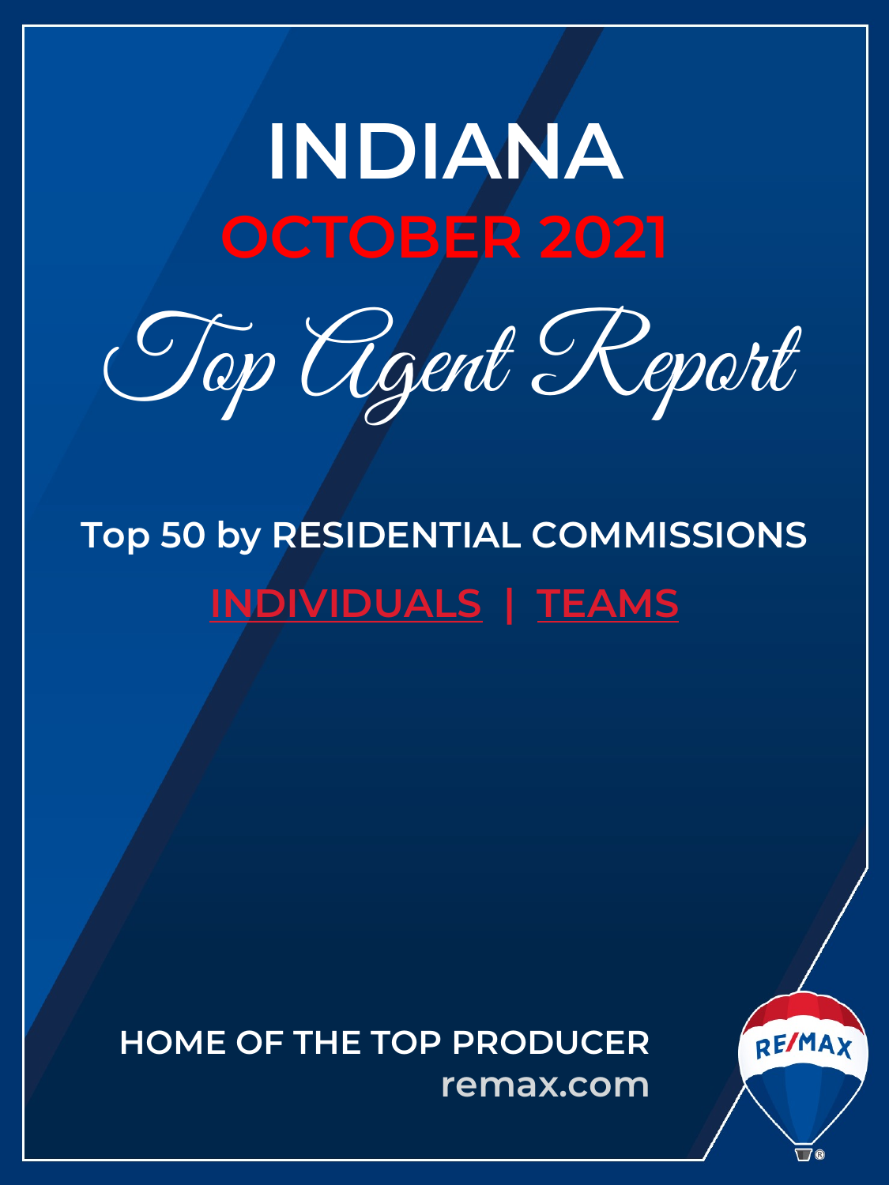# INDIANA

## OCTOBER 2021

## Top Agent Report

**Top 50 by RESIDENTIAL COMMISSIONS**

INDIVIDUALS | TEAMS

**HOME OF THE TOP PRODUCER**

**remax.com**

RE/MAX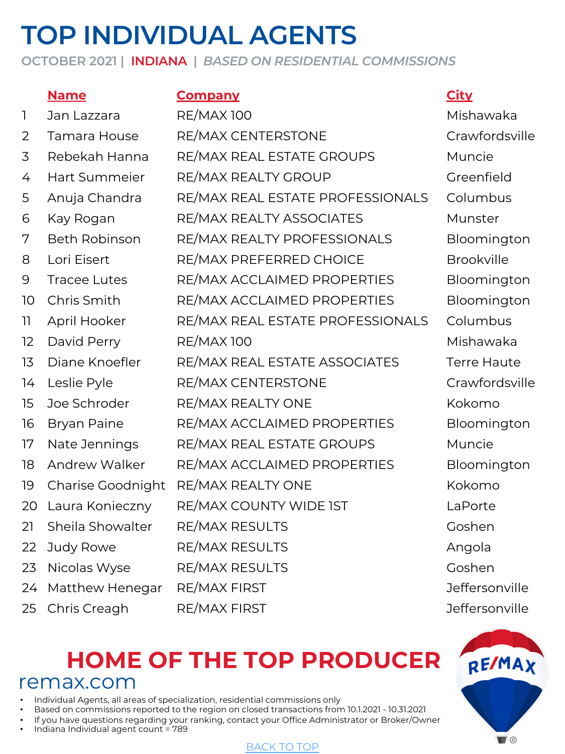# TOP INDIVIDUAL AGENTS

OCTOBER 2021 | INDIANA | *BASED ON RESIDENTIAL COMMISSIONS*

| | Name | Company | City |
|---|---|---|---|
| 1 | Jan Lazzara | RE/MAX 100 | Mishawaka |
| 2 | Tamara House | RE/MAX CENTERSTONE | Crawfordsville |
| 3 | Rebekah Hanna | RE/MAX REAL ESTATE GROUPS | Muncie |
| 4 | Hart Summeier | RE/MAX REALTY GROUP | Greenfield |
| 5 | Anuja Chandra | RE/MAX REAL ESTATE PROFESSIONALS | Columbus |
| 6 | Kay Rogan | RE/MAX REALTY ASSOCIATES | Munster |
| 7 | Beth Robinson | RE/MAX REALTY PROFESSIONALS | Bloomington |
| 8 | Lori Eisert | RE/MAX PREFERRED CHOICE | Brookville |
| 9 | Tracee Lutes | RE/MAX ACCLAIMED PROPERTIES | Bloomington |
| 10 | Chris Smith | RE/MAX ACCLAIMED PROPERTIES | Bloomington |
| 11 | April Hooker | RE/MAX REAL ESTATE PROFESSIONALS | Columbus |
| 12 | David Perry | RE/MAX 100 | Mishawaka |
| 13 | Diane Knoefler | RE/MAX REAL ESTATE ASSOCIATES | Terre Haute |
| 14 | Leslie Pyle | RE/MAX CENTERSTONE | Crawfordsville |
| 15 | Joe Schroder | RE/MAX REALTY ONE | Kokomo |
| 16 | Bryan Paine | RE/MAX ACCLAIMED PROPERTIES | Bloomington |
| 17 | Nate Jennings | RE/MAX REAL ESTATE GROUPS | Muncie |
| 18 | Andrew Walker | RE/MAX ACCLAIMED PROPERTIES | Bloomington |
| 19 | Charise Goodnight | RE/MAX REALTY ONE | Kokomo |
| 20 | Laura Konieczny | RE/MAX COUNTY WIDE 1ST | LaPorte |
| 21 | Sheila Showalter | RE/MAX RESULTS | Goshen |
| 22 | Judy Rowe | RE/MAX RESULTS | Angola |
| 23 | Nicolas Wyse | RE/MAX RESULTS | Goshen |
| 24 | Matthew Henegar | RE/MAX FIRST | Jeffersonville |
| 25 | Chris Creagh | RE/MAX FIRST | Jeffersonville |

## HOME OF THE TOP PRODUCER

remax.com

- Individual Agents, all areas of specialization, residential commissions only
- Based on commissions reported to the region on closed transactions from 10.1.2021 - 10.31.2021
- If you have questions regarding your ranking, contact your Office Administrator or Broker/Owner
- Indiana Individual agent count = 789

BACK TO TOP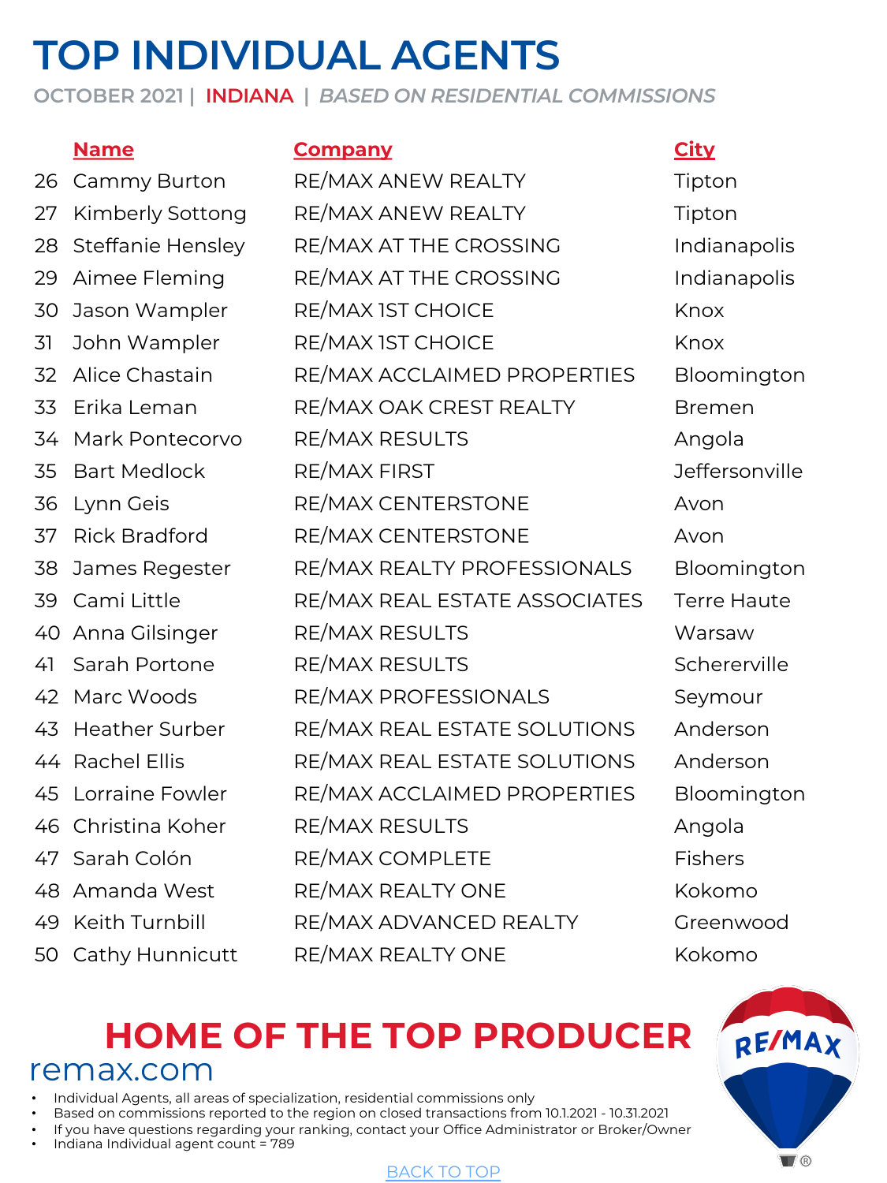# TOP INDIVIDUAL AGENTS

OCTOBER 2021 | INDIANA | *BASED ON RESIDENTIAL COMMISSIONS*

| | Name | Company | City |
|---|---|---|---|
| 26 | Cammy Burton | RE/MAX ANEW REALTY | Tipton |
| 27 | Kimberly Sottong | RE/MAX ANEW REALTY | Tipton |
| 28 | Steffanie Hensley | RE/MAX AT THE CROSSING | Indianapolis |
| 29 | Aimee Fleming | RE/MAX AT THE CROSSING | Indianapolis |
| 30 | Jason Wampler | RE/MAX 1ST CHOICE | Knox |
| 31 | John Wampler | RE/MAX 1ST CHOICE | Knox |
| 32 | Alice Chastain | RE/MAX ACCLAIMED PROPERTIES | Bloomington |
| 33 | Erika Leman | RE/MAX OAK CREST REALTY | Bremen |
| 34 | Mark Pontecorvo | RE/MAX RESULTS | Angola |
| 35 | Bart Medlock | RE/MAX FIRST | Jeffersonville |
| 36 | Lynn Geis | RE/MAX CENTERSTONE | Avon |
| 37 | Rick Bradford | RE/MAX CENTERSTONE | Avon |
| 38 | James Regester | RE/MAX REALTY PROFESSIONALS | Bloomington |
| 39 | Cami Little | RE/MAX REAL ESTATE ASSOCIATES | Terre Haute |
| 40 | Anna Gilsinger | RE/MAX RESULTS | Warsaw |
| 41 | Sarah Portone | RE/MAX RESULTS | Schererville |
| 42 | Marc Woods | RE/MAX PROFESSIONALS | Seymour |
| 43 | Heather Surber | RE/MAX REAL ESTATE SOLUTIONS | Anderson |
| 44 | Rachel Ellis | RE/MAX REAL ESTATE SOLUTIONS | Anderson |
| 45 | Lorraine Fowler | RE/MAX ACCLAIMED PROPERTIES | Bloomington |
| 46 | Christina Koher | RE/MAX RESULTS | Angola |
| 47 | Sarah Colón | RE/MAX COMPLETE | Fishers |
| 48 | Amanda West | RE/MAX REALTY ONE | Kokomo |
| 49 | Keith Turnbill | RE/MAX ADVANCED REALTY | Greenwood |
| 50 | Cathy Hunnicutt | RE/MAX REALTY ONE | Kokomo |

## HOME OF THE TOP PRODUCER

remax.com

- Individual Agents, all areas of specialization, residential commissions only
- Based on commissions reported to the region on closed transactions from 10.1.2021 - 10.31.2021
- If you have questions regarding your ranking, contact your Office Administrator or Broker/Owner
- Indiana Individual agent count = 789

BACK TO TOP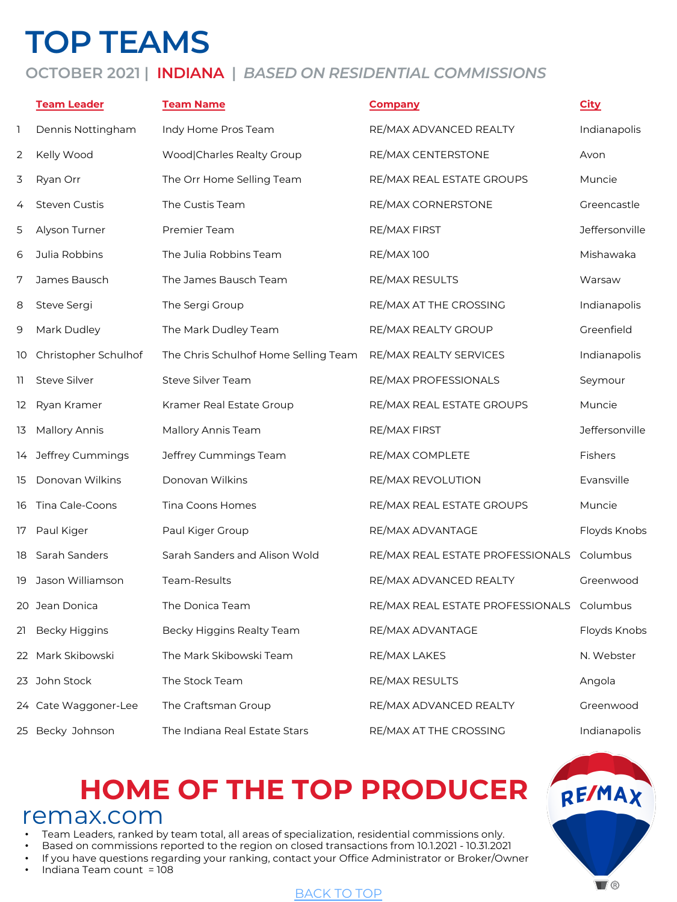# TOP TEAMS

## OCTOBER 2021 | INDIANA | *BASED ON RESIDENTIAL COMMISSIONS*

| | Team Leader | Team Name | Company | City |
|---|---|---|---|---|
| 1 | Dennis Nottingham | Indy Home Pros Team | RE/MAX ADVANCED REALTY | Indianapolis |
| 2 | Kelly Wood | Wood\|Charles Realty Group | RE/MAX CENTERSTONE | Avon |
| 3 | Ryan Orr | The Orr Home Selling Team | RE/MAX REAL ESTATE GROUPS | Muncie |
| 4 | Steven Custis | The Custis Team | RE/MAX CORNERSTONE | Greencastle |
| 5 | Alyson Turner | Premier Team | RE/MAX FIRST | Jeffersonville |
| 6 | Julia Robbins | The Julia Robbins Team | RE/MAX 100 | Mishawaka |
| 7 | James Bausch | The James Bausch Team | RE/MAX RESULTS | Warsaw |
| 8 | Steve Sergi | The Sergi Group | RE/MAX AT THE CROSSING | Indianapolis |
| 9 | Mark Dudley | The Mark Dudley Team | RE/MAX REALTY GROUP | Greenfield |
| 10 | Christopher Schulhof | The Chris Schulhof Home Selling Team | RE/MAX REALTY SERVICES | Indianapolis |
| 11 | Steve Silver | Steve Silver Team | RE/MAX PROFESSIONALS | Seymour |
| 12 | Ryan Kramer | Kramer Real Estate Group | RE/MAX REAL ESTATE GROUPS | Muncie |
| 13 | Mallory Annis | Mallory Annis Team | RE/MAX FIRST | Jeffersonville |
| 14 | Jeffrey Cummings | Jeffrey Cummings Team | RE/MAX COMPLETE | Fishers |
| 15 | Donovan Wilkins | Donovan Wilkins | RE/MAX REVOLUTION | Evansville |
| 16 | Tina Cale-Coons | Tina Coons Homes | RE/MAX REAL ESTATE GROUPS | Muncie |
| 17 | Paul Kiger | Paul Kiger Group | RE/MAX ADVANTAGE | Floyds Knobs |
| 18 | Sarah Sanders | Sarah Sanders and Alison Wold | RE/MAX REAL ESTATE PROFESSIONALS | Columbus |
| 19 | Jason Williamson | Team-Results | RE/MAX ADVANCED REALTY | Greenwood |
| 20 | Jean Donica | The Donica Team | RE/MAX REAL ESTATE PROFESSIONALS | Columbus |
| 21 | Becky Higgins | Becky Higgins Realty Team | RE/MAX ADVANTAGE | Floyds Knobs |
| 22 | Mark Skibowski | The Mark Skibowski Team | RE/MAX LAKES | N. Webster |
| 23 | John Stock | The Stock Team | RE/MAX RESULTS | Angola |
| 24 | Cate Waggoner-Lee | The Craftsman Group | RE/MAX ADVANCED REALTY | Greenwood |
| 25 | Becky Johnson | The Indiana Real Estate Stars | RE/MAX AT THE CROSSING | Indianapolis |

# HOME OF THE TOP PRODUCER

remax.com

- Team Leaders, ranked by team total, all areas of specialization, residential commissions only.
- Based on commissions reported to the region on closed transactions from 10.1.2021 - 10.31.2021
- If you have questions regarding your ranking, contact your Office Administrator or Broker/Owner
- Indiana Team count = 108

BACK TO TOP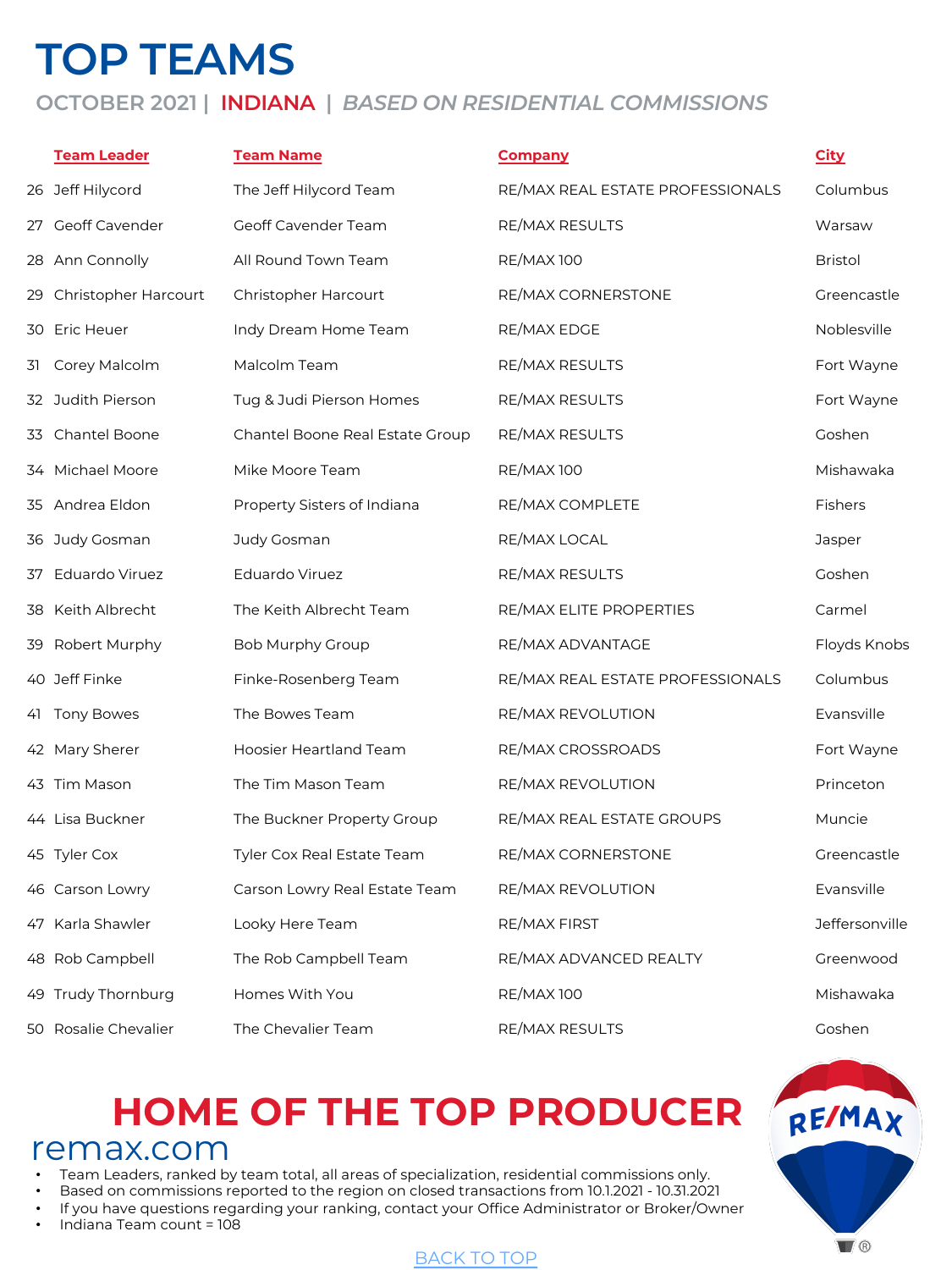# TOP TEAMS

## OCTOBER 2021 | INDIANA | *BASED ON RESIDENTIAL COMMISSIONS*

| | Team Leader | Team Name | Company | City |
|---|---|---|---|---|
| 26 | Jeff Hilycord | The Jeff Hilycord Team | RE/MAX REAL ESTATE PROFESSIONALS | Columbus |
| 27 | Geoff Cavender | Geoff Cavender Team | RE/MAX RESULTS | Warsaw |
| 28 | Ann Connolly | All Round Town Team | RE/MAX 100 | Bristol |
| 29 | Christopher Harcourt | Christopher Harcourt | RE/MAX CORNERSTONE | Greencastle |
| 30 | Eric Heuer | Indy Dream Home Team | RE/MAX EDGE | Noblesville |
| 31 | Corey Malcolm | Malcolm Team | RE/MAX RESULTS | Fort Wayne |
| 32 | Judith Pierson | Tug & Judi Pierson Homes | RE/MAX RESULTS | Fort Wayne |
| 33 | Chantel Boone | Chantel Boone Real Estate Group | RE/MAX RESULTS | Goshen |
| 34 | Michael Moore | Mike Moore Team | RE/MAX 100 | Mishawaka |
| 35 | Andrea Eldon | Property Sisters of Indiana | RE/MAX COMPLETE | Fishers |
| 36 | Judy Gosman | Judy Gosman | RE/MAX LOCAL | Jasper |
| 37 | Eduardo Viruez | Eduardo Viruez | RE/MAX RESULTS | Goshen |
| 38 | Keith Albrecht | The Keith Albrecht Team | RE/MAX ELITE PROPERTIES | Carmel |
| 39 | Robert Murphy | Bob Murphy Group | RE/MAX ADVANTAGE | Floyds Knobs |
| 40 | Jeff Finke | Finke-Rosenberg Team | RE/MAX REAL ESTATE PROFESSIONALS | Columbus |
| 41 | Tony Bowes | The Bowes Team | RE/MAX REVOLUTION | Evansville |
| 42 | Mary Sherer | Hoosier Heartland Team | RE/MAX CROSSROADS | Fort Wayne |
| 43 | Tim Mason | The Tim Mason Team | RE/MAX REVOLUTION | Princeton |
| 44 | Lisa Buckner | The Buckner Property Group | RE/MAX REAL ESTATE GROUPS | Muncie |
| 45 | Tyler Cox | Tyler Cox Real Estate Team | RE/MAX CORNERSTONE | Greencastle |
| 46 | Carson Lowry | Carson Lowry Real Estate Team | RE/MAX REVOLUTION | Evansville |
| 47 | Karla Shawler | Looky Here Team | RE/MAX FIRST | Jeffersonville |
| 48 | Rob Campbell | The Rob Campbell Team | RE/MAX ADVANCED REALTY | Greenwood |
| 49 | Trudy Thornburg | Homes With You | RE/MAX 100 | Mishawaka |
| 50 | Rosalie Chevalier | The Chevalier Team | RE/MAX RESULTS | Goshen |

**HOME OF THE TOP PRODUCER**

remax.com

- Team Leaders, ranked by team total, all areas of specialization, residential commissions only.
- Based on commissions reported to the region on closed transactions from 10.1.2021 - 10.31.2021
- If you have questions regarding your ranking, contact your Office Administrator or Broker/Owner
- Indiana Team count = 108

RE/MAX

BACK TO TOP